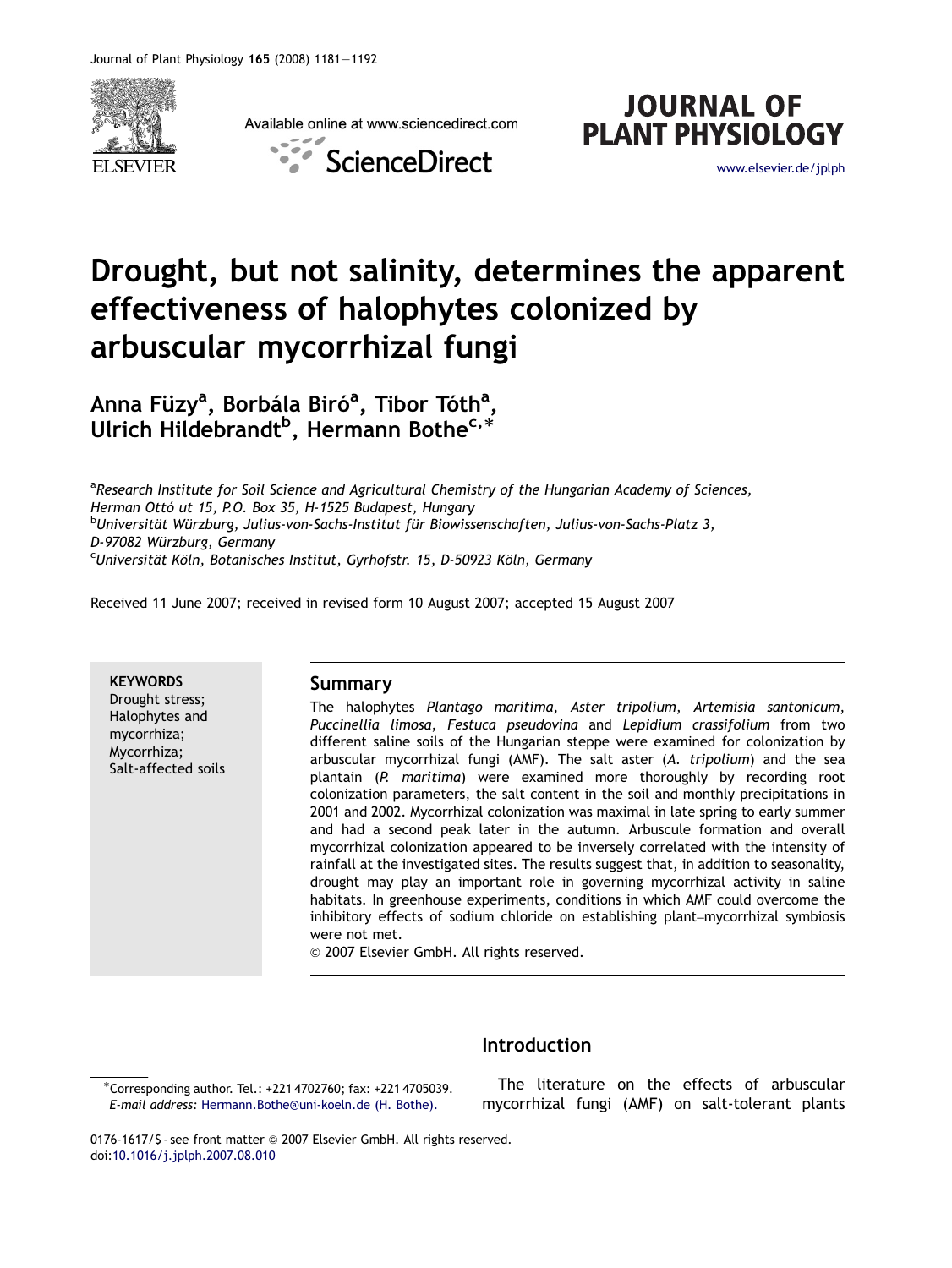# Drought, but not salinity, determines the apparent effectiveness of halophytes colonized by arbuscular mycorrhizal fungi

**Anna Füzy[a], Borbála Biró[a], Tibor Tóth[a], Ulrich Hildebrandt[b], Hermann Bothe[c,*]**

[a]*Research Institute for Soil Science and Agricultural Chemistry of the Hungarian Academy of Sciences, Herman Ottó ut 15, P.O. Box 35, H-1525 Budapest, Hungary*
[b]*Universität Würzburg, Julius-von-Sachs-Institut für Biowissenschaften, Julius-von-Sachs-Platz 3, D-97082 Würzburg, Germany*
[c]*Universität Köln, Botanisches Institut, Gyrhofstr. 15, D-50923 Köln, Germany*

Received 11 June 2007; received in revised form 10 August 2007; accepted 15 August 2007

**KEYWORDS**
Drought stress;
Halophytes and mycorrhiza;
Mycorrhiza;
Salt-affected soils

## Summary

The halophytes *Plantago maritima*, *Aster tripolium*, *Artemisia santonicum*, *Puccinellia limosa*, *Festuca pseudovina* and *Lepidium crassifolium* from two different saline soils of the Hungarian steppe were examined for colonization by arbuscular mycorrhizal fungi (AMF). The salt aster (*A. tripolium*) and the sea plantain (*P. maritima*) were examined more thoroughly by recording root colonization parameters, the salt content in the soil and monthly precipitations in 2001 and 2002. Mycorrhizal colonization was maximal in late spring to early summer and had a second peak later in the autumn. Arbuscule formation and overall mycorrhizal colonization appeared to be inversely correlated with the intensity of rainfall at the investigated sites. The results suggest that, in addition to seasonality, drought may play an important role in governing mycorrhizal activity in saline habitats. In greenhouse experiments, conditions in which AMF could overcome the inhibitory effects of sodium chloride on establishing plant–mycorrhizal symbiosis were not met.

© 2007 Elsevier GmbH. All rights reserved.

## Introduction

The literature on the effects of arbuscular mycorrhizal fungi (AMF) on salt-tolerant plants

*Corresponding author. Tel.: +221 4702760; fax: +221 4705039.
*E-mail address:* Hermann.Bothe@uni-koeln.de (H. Bothe).

0176-1617/$ - see front matter © 2007 Elsevier GmbH. All rights reserved.
doi:10.1016/j.jplph.2007.08.010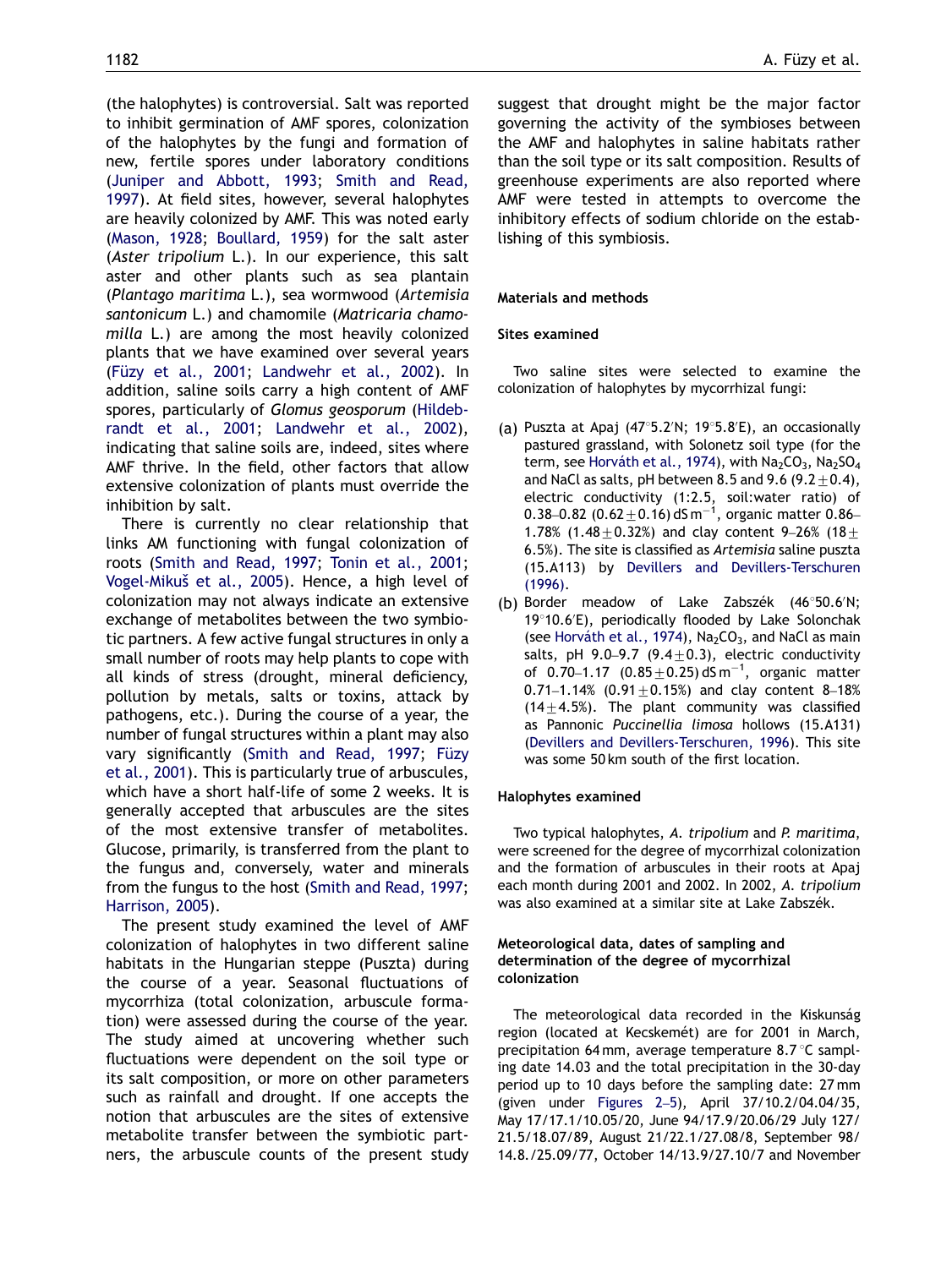(the halophytes) is controversial. Salt was reported to inhibit germination of AMF spores, colonization of the halophytes by the fungi and formation of new, fertile spores under laboratory conditions (Juniper and Abbott, 1993; Smith and Read, 1997). At field sites, however, several halophytes are heavily colonized by AMF. This was noted early (Mason, 1928; Boullard, 1959) for the salt aster (*Aster tripolium* L.). In our experience, this salt aster and other plants such as sea plantain (*Plantago maritima* L.), sea wormwood (*Artemisia santonicum* L.) and chamomile (*Matricaria chamomilla* L.) are among the most heavily colonized plants that we have examined over several years (Füzy et al., 2001; Landwehr et al., 2002). In addition, saline soils carry a high content of AMF spores, particularly of *Glomus geosporum* (Hildebrandt et al., 2001; Landwehr et al., 2002), indicating that saline soils are, indeed, sites where AMF thrive. In the field, other factors that allow extensive colonization of plants must override the inhibition by salt.

There is currently no clear relationship that links AM functioning with fungal colonization of roots (Smith and Read, 1997; Tonin et al., 2001; Vogel-Mikuš et al., 2005). Hence, a high level of colonization may not always indicate an extensive exchange of metabolites between the two symbiotic partners. A few active fungal structures in only a small number of roots may help plants to cope with all kinds of stress (drought, mineral deficiency, pollution by metals, salts or toxins, attack by pathogens, etc.). During the course of a year, the number of fungal structures within a plant may also vary significantly (Smith and Read, 1997; Füzy et al., 2001). This is particularly true of arbuscules, which have a short half-life of some 2 weeks. It is generally accepted that arbuscules are the sites of the most extensive transfer of metabolites. Glucose, primarily, is transferred from the plant to the fungus and, conversely, water and minerals from the fungus to the host (Smith and Read, 1997; Harrison, 2005).

The present study examined the level of AMF colonization of halophytes in two different saline habitats in the Hungarian steppe (Puszta) during the course of a year. Seasonal fluctuations of mycorrhiza (total colonization, arbuscule formation) were assessed during the course of the year. The study aimed at uncovering whether such fluctuations were dependent on the soil type or its salt composition, or more on other parameters such as rainfall and drought. If one accepts the notion that arbuscules are the sites of extensive metabolite transfer between the symbiotic partners, the arbuscule counts of the present study suggest that drought might be the major factor governing the activity of the symbioses between the AMF and halophytes in saline habitats rather than the soil type or its salt composition. Results of greenhouse experiments are also reported where AMF were tested in attempts to overcome the inhibitory effects of sodium chloride on the establishing of this symbiosis.

## Materials and methods

### Sites examined

Two saline sites were selected to examine the colonization of halophytes by mycorrhizal fungi:

(a) Puszta at Apaj (47°5.2′N; 19°5.8′E), an occasionally pastured grassland, with Solonetz soil type (for the term, see Horváth et al., 1974), with $Na_2CO_3$, $Na_2SO_4$ and NaCl as salts, pH between 8.5 and 9.6 ($9.2 \pm 0.4$), electric conductivity (1:2.5, soil:water ratio) of 0.38–0.82 ($0.62 \pm 0.16$) dS m$^{-1}$, organic matter 0.86–1.78% ($1.48 \pm 0.32$%) and clay content 9–26% ($18 \pm 6.5$%). The site is classified as *Artemisia* saline puszta (15.A113) by Devillers and Devillers-Terschuren (1996).

(b) Border meadow of Lake Zabszék (46°50.6′N; 19°10.6′E), periodically flooded by Lake Solonchak (see Horváth et al., 1974), $Na_2CO_3$, and NaCl as main salts, pH 9.0–9.7 ($9.4 \pm 0.3$), electric conductivity of 0.70–1.17 ($0.85 \pm 0.25$) dS m$^{-1}$, organic matter 0.71–1.14% ($0.91 \pm 0.15$%) and clay content 8–18% ($14 \pm 4.5$%). The plant community was classified as Pannonic *Puccinellia limosa* hollows (15.A131) (Devillers and Devillers-Terschuren, 1996). This site was some 50 km south of the first location.

### Halophytes examined

Two typical halophytes, *A. tripolium* and *P. maritima*, were screened for the degree of mycorrhizal colonization and the formation of arbuscules in their roots at Apaj each month during 2001 and 2002. In 2002, *A. tripolium* was also examined at a similar site at Lake Zabszék.

### Meteorological data, dates of sampling and determination of the degree of mycorrhizal colonization

The meteorological data recorded in the Kiskunság region (located at Kecskemét) are for 2001 in March, precipitation 64 mm, average temperature 8.7 °C sampling date 14.03 and the total precipitation in the 30-day period up to 10 days before the sampling date: 27 mm (given under Figures 2–5), April 37/10.2/04.04/35, May 17/17.1/10.05/20, June 94/17.9/20.06/29 July 127/21.5/18.07/89, August 21/22.1/27.08/8, September 98/14.8./25.09/77, October 14/13.9/27.10/7 and November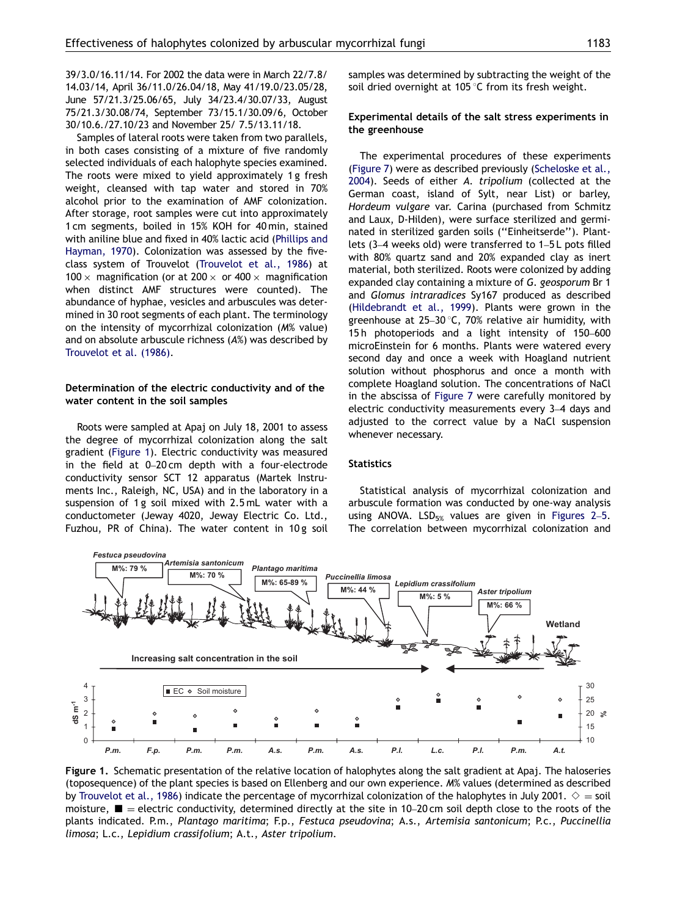39/3.0/16.11/14. For 2002 the data were in March 22/7.8/14.03/14, April 36/11.0/26.04/18, May 41/19.0/23.05/28, June 57/21.3/25.06/65, July 34/23.4/30.07/33, August 75/21.3/30.08/74, September 73/15.1/30.09/6, October 30/10.6./27.10/23 and November 25/ 7.5/13.11/18.

Samples of lateral roots were taken from two parallels, in both cases consisting of a mixture of five randomly selected individuals of each halophyte species examined. The roots were mixed to yield approximately 1 g fresh weight, cleansed with tap water and stored in 70% alcohol prior to the examination of AMF colonization. After storage, root samples were cut into approximately 1 cm segments, boiled in 15% KOH for 40 min, stained with aniline blue and fixed in 40% lactic acid (Phillips and Hayman, 1970). Colonization was assessed by the five-class system of Trouvelot (Trouvelot et al., 1986) at 100 × magnification (or at 200 × or 400 × magnification when distinct AMF structures were counted). The abundance of hyphae, vesicles and arbuscules was determined in 30 root segments of each plant. The terminology on the intensity of mycorrhizal colonization (*M*% value) and on absolute arbuscule richness (*A*%) was described by Trouvelot et al. (1986).

### Determination of the electric conductivity and of the water content in the soil samples

Roots were sampled at Apaj on July 18, 2001 to assess the degree of mycorrhizal colonization along the salt gradient (Figure 1). Electric conductivity was measured in the field at 0–20 cm depth with a four-electrode conductivity sensor SCT 12 apparatus (Martek Instruments Inc., Raleigh, NC, USA) and in the laboratory in a suspension of 1 g soil mixed with 2.5 mL water with a conductometer (Jeway 4020, Jeway Electric Co. Ltd., Fuzhou, PR of China). The water content in 10 g soil samples was determined by subtracting the weight of the soil dried overnight at 105 °C from its fresh weight.

### Experimental details of the salt stress experiments in the greenhouse

The experimental procedures of these experiments (Figure 7) were as described previously (Scheloske et al., 2004). Seeds of either *A. tripolium* (collected at the German coast, island of Sylt, near List) or barley, *Hordeum vulgare* var. Carina (purchased from Schmitz and Laux, D-Hilden), were surface sterilized and germinated in sterilized garden soils (''Einheitserde''). Plantlets (3–4 weeks old) were transferred to 1–5 L pots filled with 80% quartz sand and 20% expanded clay as inert material, both sterilized. Roots were colonized by adding expanded clay containing a mixture of *G. geosporum* Br 1 and *Glomus intraradices* Sy167 produced as described (Hildebrandt et al., 1999). Plants were grown in the greenhouse at 25–30 °C, 70% relative air humidity, with 15 h photoperiods and a light intensity of 150–600 microEinstein for 6 months. Plants were watered every second day and once a week with Hoagland nutrient solution without phosphorus and once a month with complete Hoagland solution. The concentrations of NaCl in the abscissa of Figure 7 were carefully monitored by electric conductivity measurements every 3–4 days and adjusted to the correct value by a NaCl suspension whenever necessary.

### Statistics

Statistical analysis of mycorrhizal colonization and arbuscule formation was conducted by one-way analysis using ANOVA. $LSD_{5\%}$ values are given in Figures 2–5. The correlation between mycorrhizal colonization and

**Figure 1.** Schematic presentation of the relative location of halophytes along the salt gradient at Apaj. The haloseries (toposequence) of the plant species is based on Ellenberg and our own experience. *M*% values (determined as described by Trouvelot et al., 1986) indicate the percentage of mycorrhizal colonization of the halophytes in July 2001. ◇ = soil moisture, ■ = electric conductivity, determined directly at the site in 10–20 cm soil depth close to the roots of the plants indicated. P.m., *Plantago maritima*; F.p., *Festuca pseudovina*; A.s., *Artemisia santonicum*; P.c., *Puccinellia limosa*; L.c., *Lepidium crassifolium*; A.t., *Aster tripolium*.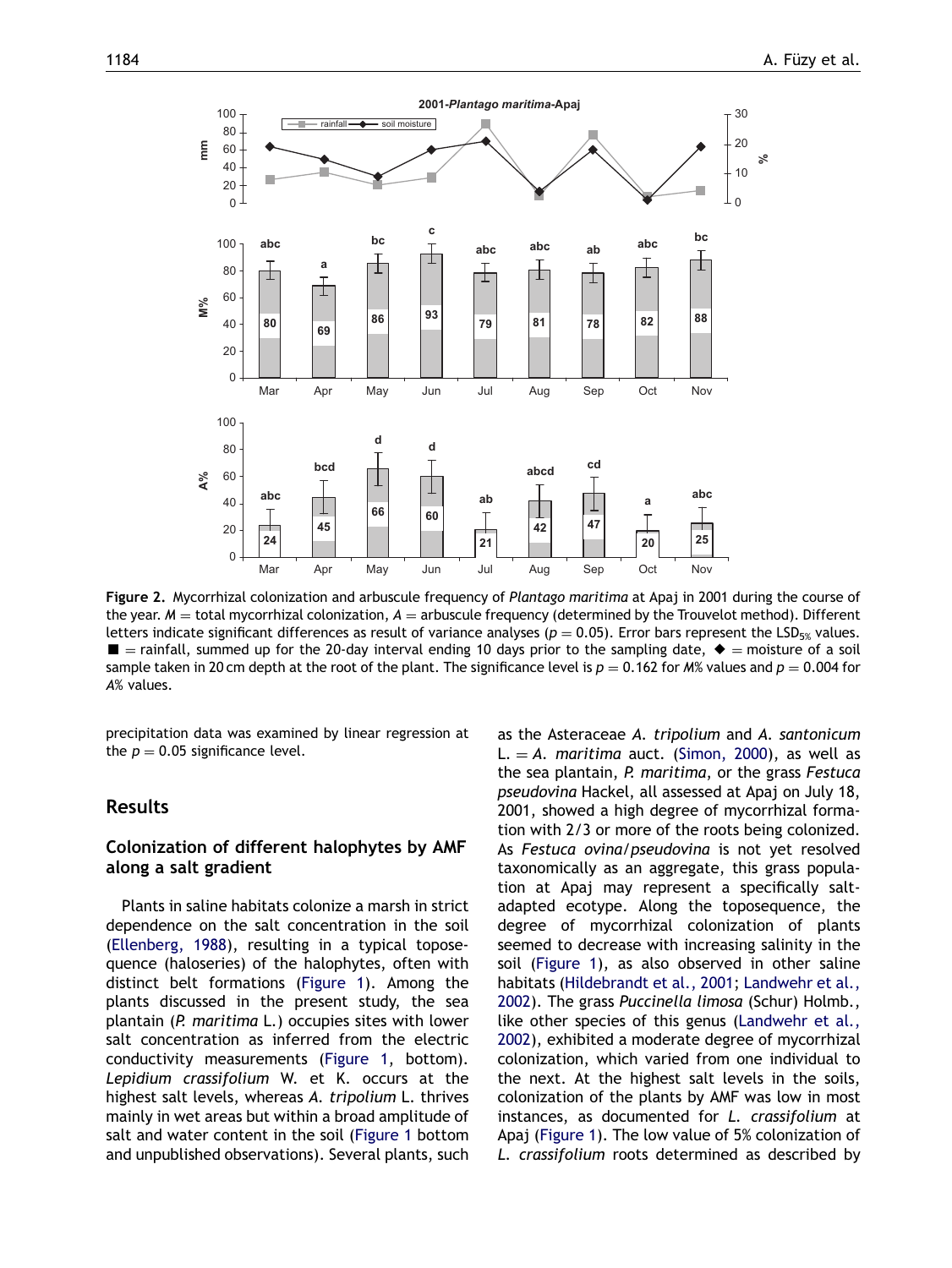**Figure 2.** Mycorrhizal colonization and arbuscule frequency of *Plantago maritima* at Apaj in 2001 during the course of the year. $M$ = total mycorrhizal colonization, $A$ = arbuscule frequency (determined by the Trouvelot method). Different letters indicate significant differences as result of variance analyses ($p = 0.05$). Error bars represent the $LSD_{5\%}$ values. ■ = rainfall, summed up for the 20-day interval ending 10 days prior to the sampling date, ◆ = moisture of a soil sample taken in 20 cm depth at the root of the plant. The significance level is $p = 0.162$ for $M\%$ values and $p = 0.004$ for $A\%$ values.

precipitation data was examined by linear regression at the $p = 0.05$ significance level.

## Results

### Colonization of different halophytes by AMF along a salt gradient

Plants in saline habitats colonize a marsh in strict dependence on the salt concentration in the soil (Ellenberg, 1988), resulting in a typical toposequence (haloseries) of the halophytes, often with distinct belt formations (Figure 1). Among the plants discussed in the present study, the sea plantain (*P. maritima* L.) occupies sites with lower salt concentration as inferred from the electric conductivity measurements (Figure 1, bottom). *Lepidium crassifolium* W. et K. occurs at the highest salt levels, whereas *A. tripolium* L. thrives mainly in wet areas but within a broad amplitude of salt and water content in the soil (Figure 1 bottom and unpublished observations). Several plants, such as the Asteraceae *A. tripolium* and *A. santonicum* L. = *A. maritima* auct. (Simon, 2000), as well as the sea plantain, *P. maritima*, or the grass *Festuca pseudovina* Hackel, all assessed at Apaj on July 18, 2001, showed a high degree of mycorrhizal formation with 2/3 or more of the roots being colonized. As *Festuca ovina/pseudovina* is not yet resolved taxonomically as an aggregate, this grass population at Apaj may represent a specifically salt-adapted ecotype. Along the toposequence, the degree of mycorrhizal colonization of plants seemed to decrease with increasing salinity in the soil (Figure 1), as also observed in other saline habitats (Hildebrandt et al., 2001; Landwehr et al., 2002). The grass *Puccinella limosa* (Schur) Holmb., like other species of this genus (Landwehr et al., 2002), exhibited a moderate degree of mycorrhizal colonization, which varied from one individual to the next. At the highest salt levels in the soils, colonization of the plants by AMF was low in most instances, as documented for *L. crassifolium* at Apaj (Figure 1). The low value of 5% colonization of *L. crassifolium* roots determined as described by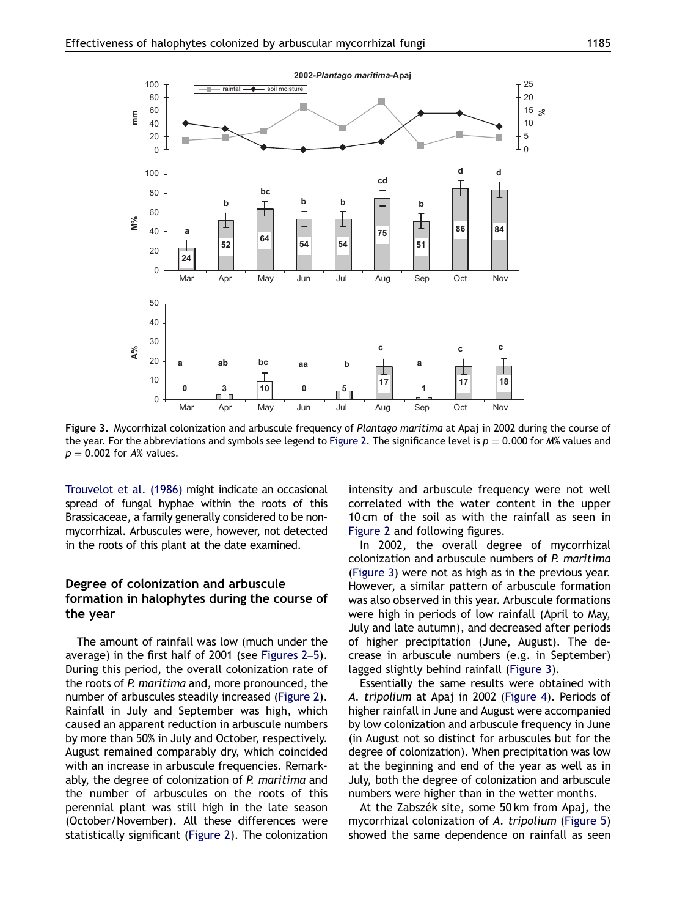**Figure 3.** Mycorrhizal colonization and arbuscule frequency of *Plantago maritima* at Apaj in 2002 during the course of the year. For the abbreviations and symbols see legend to Figure 2. The significance level is $p = 0.000$ for $M\%$ values and $p = 0.002$ for $A\%$ values.

Trouvelot et al. (1986) might indicate an occasional spread of fungal hyphae within the roots of this Brassicaceae, a family generally considered to be non-mycorrhizal. Arbuscules were, however, not detected in the roots of this plant at the date examined.

## Degree of colonization and arbuscule formation in halophytes during the course of the year

The amount of rainfall was low (much under the average) in the first half of 2001 (see Figures 2–5). During this period, the overall colonization rate of the roots of *P. maritima* and, more pronounced, the number of arbuscules steadily increased (Figure 2). Rainfall in July and September was high, which caused an apparent reduction in arbuscule numbers by more than 50% in July and October, respectively. August remained comparably dry, which coincided with an increase in arbuscule frequencies. Remarkably, the degree of colonization of *P. maritima* and the number of arbuscules on the roots of this perennial plant was still high in the late season (October/November). All these differences were statistically significant (Figure 2). The colonization intensity and arbuscule frequency were not well correlated with the water content in the upper 10 cm of the soil as with the rainfall as seen in Figure 2 and following figures.

In 2002, the overall degree of mycorrhizal colonization and arbuscule numbers of *P. maritima* (Figure 3) were not as high as in the previous year. However, a similar pattern of arbuscule formation was also observed in this year. Arbuscule formations were high in periods of low rainfall (April to May, July and late autumn), and decreased after periods of higher precipitation (June, August). The decrease in arbuscule numbers (e.g. in September) lagged slightly behind rainfall (Figure 3).

Essentially the same results were obtained with *A. tripolium* at Apaj in 2002 (Figure 4). Periods of higher rainfall in June and August were accompanied by low colonization and arbuscule frequency in June (in August not so distinct for arbuscules but for the degree of colonization). When precipitation was low at the beginning and end of the year as well as in July, both the degree of colonization and arbuscule numbers were higher than in the wetter months.

At the Zabszék site, some 50 km from Apaj, the mycorrhizal colonization of *A. tripolium* (Figure 5) showed the same dependence on rainfall as seen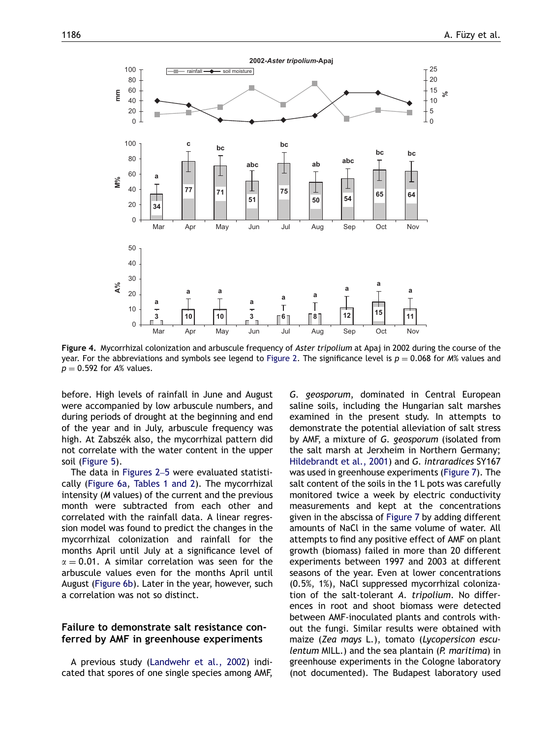**Figure 4.** Mycorrhizal colonization and arbuscule frequency of *Aster tripolium* at Apaj in 2002 during the course of the year. For the abbreviations and symbols see legend to Figure 2. The significance level is $p = 0.068$ for *M*% values and $p = 0.592$ for *A*% values.

before. High levels of rainfall in June and August were accompanied by low arbuscule numbers, and during periods of drought at the beginning and end of the year and in July, arbuscule frequency was high. At Zabszék also, the mycorrhizal pattern did not correlate with the water content in the upper soil (Figure 5).

The data in Figures 2–5 were evaluated statistically (Figure 6a, Tables 1 and 2). The mycorrhizal intensity (*M* values) of the current and the previous month were subtracted from each other and correlated with the rainfall data. A linear regression model was found to predict the changes in the mycorrhizal colonization and rainfall for the months April until July at a significance level of $\alpha = 0.01$. A similar correlation was seen for the arbuscule values even for the months April until August (Figure 6b). Later in the year, however, such a correlation was not so distinct.

## Failure to demonstrate salt resistance conferred by AMF in greenhouse experiments

A previous study (Landwehr et al., 2002) indicated that spores of one single species among AMF, *G. geosporum*, dominated in Central European saline soils, including the Hungarian salt marshes examined in the present study. In attempts to demonstrate the potential alleviation of salt stress by AMF, a mixture of *G. geosporum* (isolated from the salt marsh at Jerxheim in Northern Germany; Hildebrandt et al., 2001) and *G. intraradices* SY167 was used in greenhouse experiments (Figure 7). The salt content of the soils in the 1 L pots was carefully monitored twice a week by electric conductivity measurements and kept at the concentrations given in the abscissa of Figure 7 by adding different amounts of NaCl in the same volume of water. All attempts to find any positive effect of AMF on plant growth (biomass) failed in more than 20 different experiments between 1997 and 2003 at different seasons of the year. Even at lower concentrations (0.5%, 1%), NaCl suppressed mycorrhizal colonization of the salt-tolerant *A. tripolium*. No differences in root and shoot biomass were detected between AMF-inoculated plants and controls without the fungi. Similar results were obtained with maize (*Zea mays* L.), tomato (*Lycopersicon esculentum* MILL.) and the sea plantain (*P. maritima*) in greenhouse experiments in the Cologne laboratory (not documented). The Budapest laboratory used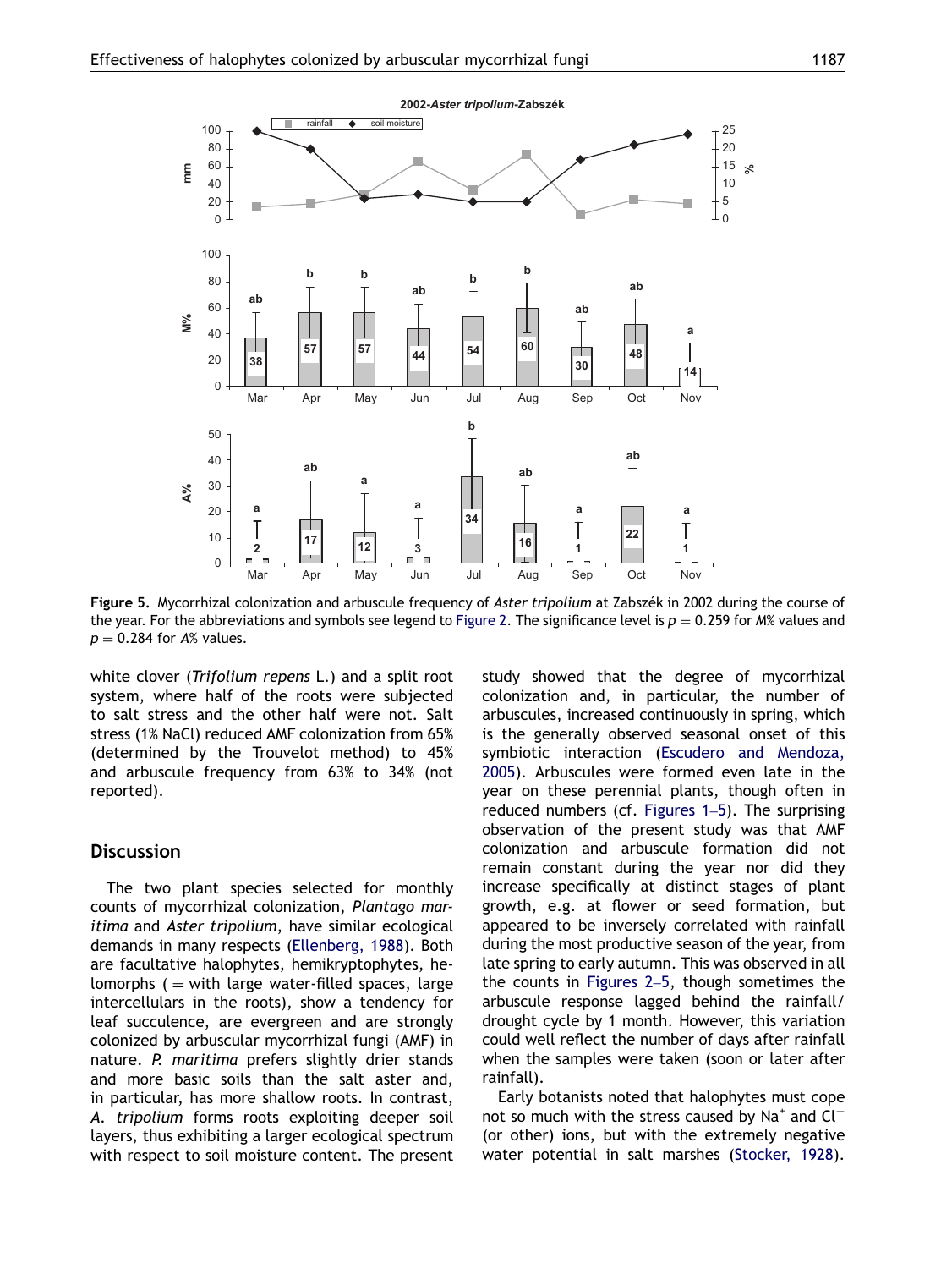**Figure 5.** Mycorrhizal colonization and arbuscule frequency of *Aster tripolium* at Zabszék in 2002 during the course of the year. For the abbreviations and symbols see legend to Figure 2. The significance level is $p = 0.259$ for *M*% values and $p = 0.284$ for *A*% values.

white clover (*Trifolium repens* L.) and a split root system, where half of the roots were subjected to salt stress and the other half were not. Salt stress (1% NaCl) reduced AMF colonization from 65% (determined by the Trouvelot method) to 45% and arbuscule frequency from 63% to 34% (not reported).

## Discussion

The two plant species selected for monthly counts of mycorrhizal colonization, *Plantago maritima* and *Aster tripolium*, have similar ecological demands in many respects (Ellenberg, 1988). Both are facultative halophytes, hemikryptophytes, helomorphs ( = with large water-filled spaces, large intercellulars in the roots), show a tendency for leaf succulence, are evergreen and are strongly colonized by arbuscular mycorrhizal fungi (AMF) in nature. *P. maritima* prefers slightly drier stands and more basic soils than the salt aster and, in particular, has more shallow roots. In contrast, *A. tripolium* forms roots exploiting deeper soil layers, thus exhibiting a larger ecological spectrum with respect to soil moisture content. The present study showed that the degree of mycorrhizal colonization and, in particular, the number of arbuscules, increased continuously in spring, which is the generally observed seasonal onset of this symbiotic interaction (Escudero and Mendoza, 2005). Arbuscules were formed even late in the year on these perennial plants, though often in reduced numbers (cf. Figures 1–5). The surprising observation of the present study was that AMF colonization and arbuscule formation did not remain constant during the year nor did they increase specifically at distinct stages of plant growth, e.g. at flower or seed formation, but appeared to be inversely correlated with rainfall during the most productive season of the year, from late spring to early autumn. This was observed in all the counts in Figures 2–5, though sometimes the arbuscule response lagged behind the rainfall/drought cycle by 1 month. However, this variation could well reflect the number of days after rainfall when the samples were taken (soon or later after rainfall).

Early botanists noted that halophytes must cope not so much with the stress caused by $Na^+$ and $Cl^-$ (or other) ions, but with the extremely negative water potential in salt marshes (Stocker, 1928).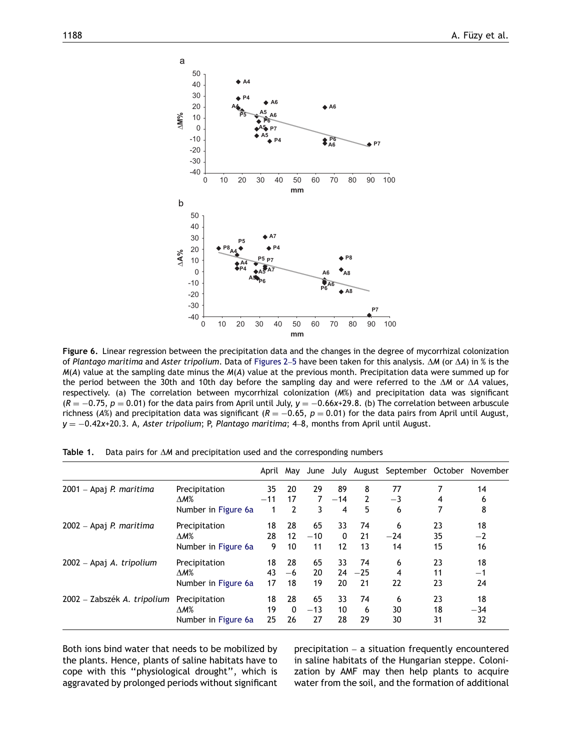**Figure 6.** Linear regression between the precipitation data and the changes in the degree of mycorrhizal colonization of *Plantago maritima* and *Aster tripolium*. Data of Figures 2–5 have been taken for this analysis. $\Delta M$ (or $\Delta A$) in % is the $M(A)$ value at the sampling date minus the $M(A)$ value at the previous month. Precipitation data were summed up for the period between the 30th and 10th day before the sampling day and were referred to the $\Delta M$ or $\Delta A$ values, respectively. (a) The correlation between mycorrhizal colonization ($M$%) and precipitation data was significant ($R = -0.75$, $p = 0.01$) for the data pairs from April until July, $y = -0.66x+29.8$. (b) The correlation between arbuscule richness ($A$%) and precipitation data was significant ($R = -0.65$, $p = 0.01$) for the data pairs from April until August, $y = -0.42x+20.3$. A, *Aster tripolium*; P, *Plantago maritima*; 4–8, months from April until August.

**Table 1.** Data pairs for $\Delta M$ and precipitation used and the corresponding numbers

| | | April | May | June | July | August | September | October | November |
|---|---|---|---|---|---|---|---|---|---|
| 2001 – Apaj *P. maritima* | Precipitation | 35 | 20 | 29 | 89 | 8 | 77 | 7 | 14 |
| | $\Delta M$% | −11 | 17 | 7 | −14 | 2 | −3 | 4 | 6 |
| | Number in Figure 6a | 1 | 2 | 3 | 4 | 5 | 6 | 7 | 8 |
| 2002 – Apaj *P. maritima* | Precipitation | 18 | 28 | 65 | 33 | 74 | 6 | 23 | 18 |
| | $\Delta M$% | 28 | 12 | −10 | 0 | 21 | −24 | 35 | −2 |
| | Number in Figure 6a | 9 | 10 | 11 | 12 | 13 | 14 | 15 | 16 |
| 2002 – Apaj *A. tripolium* | Precipitation | 18 | 28 | 65 | 33 | 74 | 6 | 23 | 18 |
| | $\Delta M$% | 43 | −6 | 20 | 24 | −25 | 4 | 11 | −1 |
| | Number in Figure 6a | 17 | 18 | 19 | 20 | 21 | 22 | 23 | 24 |
| 2002 – Zabszék *A. tripolium* | Precipitation | 18 | 28 | 65 | 33 | 74 | 6 | 23 | 18 |
| | $\Delta M$% | 19 | 0 | −13 | 10 | 6 | 30 | 18 | −34 |
| | Number in Figure 6a | 25 | 26 | 27 | 28 | 29 | 30 | 31 | 32 |

Both ions bind water that needs to be mobilized by the plants. Hence, plants of saline habitats have to cope with this "physiological drought", which is aggravated by prolonged periods without significant precipitation – a situation frequently encountered in saline habitats of the Hungarian steppe. Colonization by AMF may then help plants to acquire water from the soil, and the formation of additional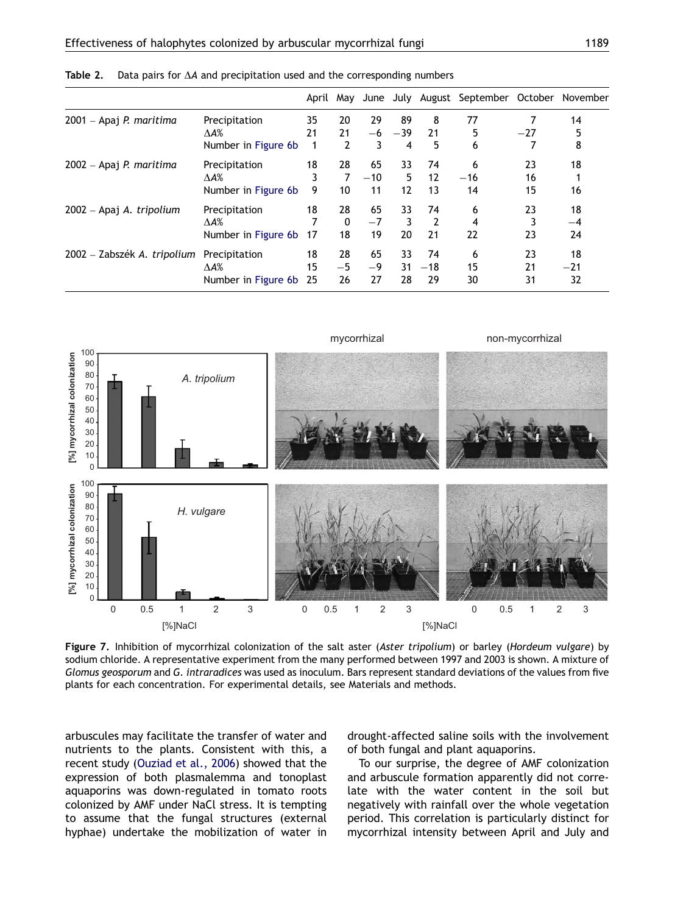Table 2. Data pairs for $\Delta A$ and precipitation used and the corresponding numbers

| | | April | May | June | July | August | September | October | November |
|---|---|---|---|---|---|---|---|---|---|
| 2001 – Apaj *P. maritima* | Precipitation | 35 | 20 | 29 | 89 | 8 | 77 | 7 | 14 |
| | $\Delta A$% | 21 | 21 | −6 | −39 | 21 | 5 | −27 | 5 |
| | Number in Figure 6b | 1 | 2 | 3 | 4 | 5 | 6 | 7 | 8 |
| 2002 – Apaj *P. maritima* | Precipitation | 18 | 28 | 65 | 33 | 74 | 6 | 23 | 18 |
| | $\Delta A$% | 3 | 7 | −10 | 5 | 12 | −16 | 16 | 1 |
| | Number in Figure 6b | 9 | 10 | 11 | 12 | 13 | 14 | 15 | 16 |
| 2002 – Apaj *A. tripolium* | Precipitation | 18 | 28 | 65 | 33 | 74 | 6 | 23 | 18 |
| | $\Delta A$% | 7 | 0 | −7 | 3 | 2 | 4 | 3 | −4 |
| | Number in Figure 6b | 17 | 18 | 19 | 20 | 21 | 22 | 23 | 24 |
| 2002 – Zabszék *A. tripolium* | Precipitation | 18 | 28 | 65 | 33 | 74 | 6 | 23 | 18 |
| | $\Delta A$% | 15 | −5 | −9 | 31 | −18 | 15 | 21 | −21 |
| | Number in Figure 6b | 25 | 26 | 27 | 28 | 29 | 30 | 31 | 32 |

**Figure 7.** Inhibition of mycorrhizal colonization of the salt aster (*Aster tripolium*) or barley (*Hordeum vulgare*) by sodium chloride. A representative experiment from the many performed between 1997 and 2003 is shown. A mixture of *Glomus geosporum* and *G. intraradices* was used as inoculum. Bars represent standard deviations of the values from five plants for each concentration. For experimental details, see Materials and methods.

arbuscules may facilitate the transfer of water and nutrients to the plants. Consistent with this, a recent study (Ouziad et al., 2006) showed that the expression of both plasmalemma and tonoplast aquaporins was down-regulated in tomato roots colonized by AMF under NaCl stress. It is tempting to assume that the fungal structures (external hyphae) undertake the mobilization of water in drought-affected saline soils with the involvement of both fungal and plant aquaporins.

To our surprise, the degree of AMF colonization and arbuscule formation apparently did not correlate with the water content in the soil but negatively with rainfall over the whole vegetation period. This correlation is particularly distinct for mycorrhizal intensity between April and July and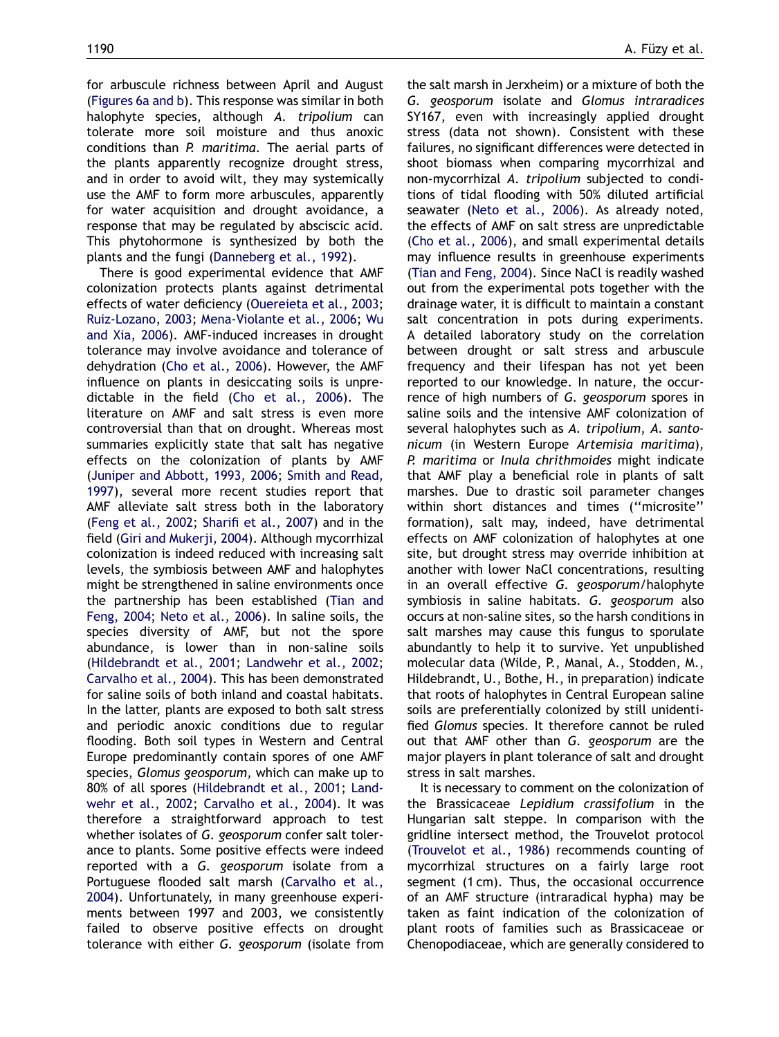for arbuscule richness between April and August (Figures 6a and b). This response was similar in both halophyte species, although *A. tripolium* can tolerate more soil moisture and thus anoxic conditions than *P. maritima*. The aerial parts of the plants apparently recognize drought stress, and in order to avoid wilt, they may systemically use the AMF to form more arbuscules, apparently for water acquisition and drought avoidance, a response that may be regulated by absciscic acid. This phytohormone is synthesized by both the plants and the fungi (Danneberg et al., 1992).

There is good experimental evidence that AMF colonization protects plants against detrimental effects of water deficiency (Ouereieta et al., 2003; Ruiz-Lozano, 2003; Mena-Violante et al., 2006; Wu and Xia, 2006). AMF-induced increases in drought tolerance may involve avoidance and tolerance of dehydration (Cho et al., 2006). However, the AMF influence on plants in desiccating soils is unpredictable in the field (Cho et al., 2006). The literature on AMF and salt stress is even more controversial than that on drought. Whereas most summaries explicitly state that salt has negative effects on the colonization of plants by AMF (Juniper and Abbott, 1993, 2006; Smith and Read, 1997), several more recent studies report that AMF alleviate salt stress both in the laboratory (Feng et al., 2002; Sharifi et al., 2007) and in the field (Giri and Mukerji, 2004). Although mycorrhizal colonization is indeed reduced with increasing salt levels, the symbiosis between AMF and halophytes might be strengthened in saline environments once the partnership has been established (Tian and Feng, 2004; Neto et al., 2006). In saline soils, the species diversity of AMF, but not the spore abundance, is lower than in non-saline soils (Hildebrandt et al., 2001; Landwehr et al., 2002; Carvalho et al., 2004). This has been demonstrated for saline soils of both inland and coastal habitats. In the latter, plants are exposed to both salt stress and periodic anoxic conditions due to regular flooding. Both soil types in Western and Central Europe predominantly contain spores of one AMF species, *Glomus geosporum*, which can make up to 80% of all spores (Hildebrandt et al., 2001; Landwehr et al., 2002; Carvalho et al., 2004). It was therefore a straightforward approach to test whether isolates of *G. geosporum* confer salt tolerance to plants. Some positive effects were indeed reported with a *G. geosporum* isolate from a Portuguese flooded salt marsh (Carvalho et al., 2004). Unfortunately, in many greenhouse experiments between 1997 and 2003, we consistently failed to observe positive effects on drought tolerance with either *G. geosporum* (isolate from the salt marsh in Jerxheim) or a mixture of both the *G. geosporum* isolate and *Glomus intraradices* SY167, even with increasingly applied drought stress (data not shown). Consistent with these failures, no significant differences were detected in shoot biomass when comparing mycorrhizal and non-mycorrhizal *A. tripolium* subjected to conditions of tidal flooding with 50% diluted artificial seawater (Neto et al., 2006). As already noted, the effects of AMF on salt stress are unpredictable (Cho et al., 2006), and small experimental details may influence results in greenhouse experiments (Tian and Feng, 2004). Since NaCl is readily washed out from the experimental pots together with the drainage water, it is difficult to maintain a constant salt concentration in pots during experiments. A detailed laboratory study on the correlation between drought or salt stress and arbuscule frequency and their lifespan has not yet been reported to our knowledge. In nature, the occurrence of high numbers of *G. geosporum* spores in saline soils and the intensive AMF colonization of several halophytes such as *A. tripolium*, *A. santonicum* (in Western Europe *Artemisia maritima*), *P. maritima* or *Inula chrithmoides* might indicate that AMF play a beneficial role in plants of salt marshes. Due to drastic soil parameter changes within short distances and times (''microsite'' formation), salt may, indeed, have detrimental effects on AMF colonization of halophytes at one site, but drought stress may override inhibition at another with lower NaCl concentrations, resulting in an overall effective *G. geosporum*/halophyte symbiosis in saline habitats. *G. geosporum* also occurs at non-saline sites, so the harsh conditions in salt marshes may cause this fungus to sporulate abundantly to help it to survive. Yet unpublished molecular data (Wilde, P., Manal, A., Stodden, M., Hildebrandt, U., Bothe, H., in preparation) indicate that roots of halophytes in Central European saline soils are preferentially colonized by still unidentified *Glomus* species. It therefore cannot be ruled out that AMF other than *G. geosporum* are the major players in plant tolerance of salt and drought stress in salt marshes.

It is necessary to comment on the colonization of the Brassicaceae *Lepidium crassifolium* in the Hungarian salt steppe. In comparison with the gridline intersect method, the Trouvelot protocol (Trouvelot et al., 1986) recommends counting of mycorrhizal structures on a fairly large root segment (1 cm). Thus, the occasional occurrence of an AMF structure (intraradical hypha) may be taken as faint indication of the colonization of plant roots of families such as Brassicaceae or Chenopodiaceae, which are generally considered to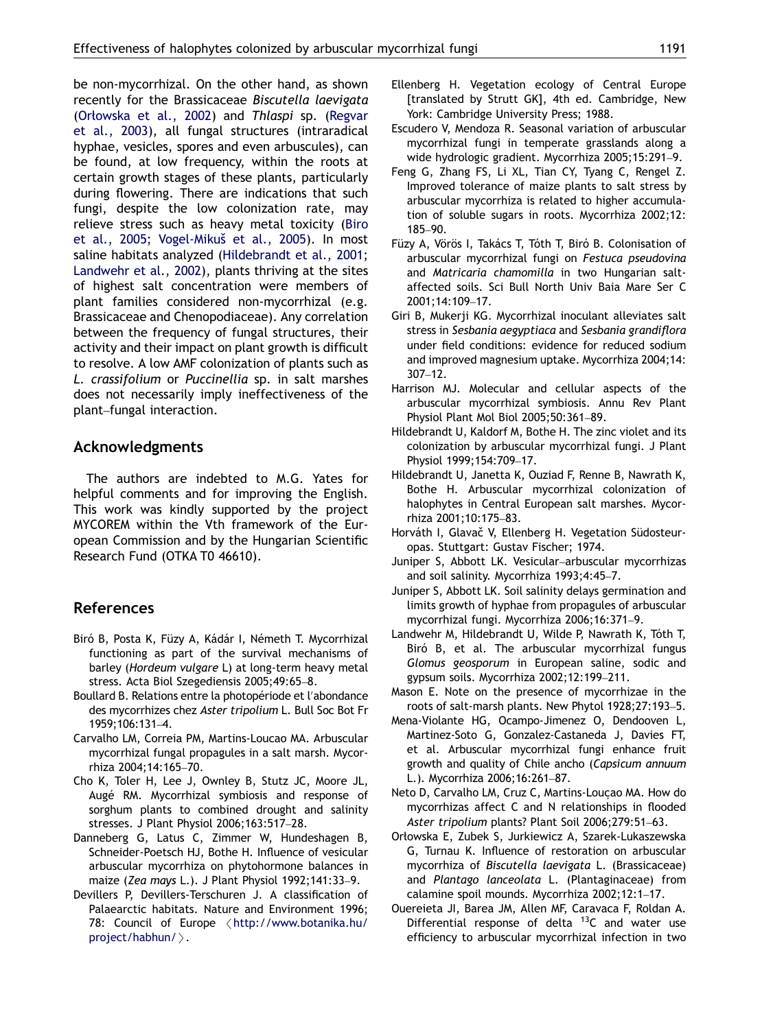be non-mycorrhizal. On the other hand, as shown recently for the Brassicaceae *Biscutella laevigata* (Orłowska et al., 2002) and *Thlaspi* sp. (Regvar et al., 2003), all fungal structures (intraradical hyphae, vesicles, spores and even arbuscules), can be found, at low frequency, within the roots at certain growth stages of these plants, particularly during flowering. There are indications that such fungi, despite the low colonization rate, may relieve stress such as heavy metal toxicity (Biro et al., 2005; Vogel-Mikuš et al., 2005). In most saline habitats analyzed (Hildebrandt et al., 2001; Landwehr et al., 2002), plants thriving at the sites of highest salt concentration were members of plant families considered non-mycorrhizal (e.g. Brassicaceae and Chenopodiaceae). Any correlation between the frequency of fungal structures, their activity and their impact on plant growth is difficult to resolve. A low AMF colonization of plants such as *L. crassifolium* or *Puccinellia* sp. in salt marshes does not necessarily imply ineffectiveness of the plant–fungal interaction.

## Acknowledgments

The authors are indebted to M.G. Yates for helpful comments and for improving the English. This work was kindly supported by the project MYCOREM within the Vth framework of the European Commission and by the Hungarian Scientific Research Fund (OTKA T0 46610).

## References

Biró B, Posta K, Füzy A, Kádár I, Németh T. Mycorrhizal functioning as part of the survival mechanisms of barley (*Hordeum vulgare* L) at long-term heavy metal stress. Acta Biol Szegediensis 2005;49:65–8.

Boullard B. Relations entre la photopériode et l'abondance des mycorrhizes chez *Aster tripolium* L. Bull Soc Bot Fr 1959;106:131–4.

Carvalho LM, Correia PM, Martins-Loucao MA. Arbuscular mycorrhizal fungal propagules in a salt marsh. Mycorrhiza 2004;14:165–70.

Cho K, Toler H, Lee J, Ownley B, Stutz JC, Moore JL, Augé RM. Mycorrhizal symbiosis and response of sorghum plants to combined drought and salinity stresses. J Plant Physiol 2006;163:517–28.

Danneberg G, Latus C, Zimmer W, Hundeshagen B, Schneider-Poetsch HJ, Bothe H. Influence of vesicular arbuscular mycorrhiza on phytohormone balances in maize (*Zea mays* L.). J Plant Physiol 1992;141:33–9.

Devillers P, Devillers-Terschuren J. A classification of Palaearctic habitats. Nature and Environment 1996; 78: Council of Europe ⟨http://www.botanika.hu/project/habhun/⟩.

Ellenberg H. Vegetation ecology of Central Europe [translated by Strutt GK], 4th ed. Cambridge, New York: Cambridge University Press; 1988.

Escudero V, Mendoza R. Seasonal variation of arbuscular mycorrhizal fungi in temperate grasslands along a wide hydrologic gradient. Mycorrhiza 2005;15:291–9.

Feng G, Zhang FS, Li XL, Tian CY, Tyang C, Rengel Z. Improved tolerance of maize plants to salt stress by arbuscular mycorrhiza is related to higher accumulation of soluble sugars in roots. Mycorrhiza 2002;12:185–90.

Füzy A, Vörös I, Takács T, Tóth T, Biró B. Colonisation of arbuscular mycorrhizal fungi on *Festuca pseudovina* and *Matricaria chamomilla* in two Hungarian salt-affected soils. Sci Bull North Univ Baia Mare Ser C 2001;14:109–17.

Giri B, Mukerji KG. Mycorrhizal inoculant alleviates salt stress in *Sesbania aegyptiaca* and *Sesbania grandiflora* under field conditions: evidence for reduced sodium and improved magnesium uptake. Mycorrhiza 2004;14:307–12.

Harrison MJ. Molecular and cellular aspects of the arbuscular mycorrhizal symbiosis. Annu Rev Plant Physiol Plant Mol Biol 2005;50:361–89.

Hildebrandt U, Kaldorf M, Bothe H. The zinc violet and its colonization by arbuscular mycorrhizal fungi. J Plant Physiol 1999;154:709–17.

Hildebrandt U, Janetta K, Ouziad F, Renne B, Nawrath K, Bothe H. Arbuscular mycorrhizal colonization of halophytes in Central European salt marshes. Mycorrhiza 2001;10:175–83.

Horváth I, Glavač V, Ellenberg H. Vegetation Südosteuropas. Stuttgart: Gustav Fischer; 1974.

Juniper S, Abbott LK. Vesicular–arbuscular mycorrhizas and soil salinity. Mycorrhiza 1993;4:45–7.

Juniper S, Abbott LK. Soil salinity delays germination and limits growth of hyphae from propagules of arbuscular mycorrhizal fungi. Mycorrhiza 2006;16:371–9.

Landwehr M, Hildebrandt U, Wilde P, Nawrath K, Tóth T, Biró B, et al. The arbuscular mycorrhizal fungus *Glomus geosporum* in European saline, sodic and gypsum soils. Mycorrhiza 2002;12:199–211.

Mason E. Note on the presence of mycorrhizae in the roots of salt-marsh plants. New Phytol 1928;27:193–5.

Mena-Violante HG, Ocampo-Jimenez O, Dendooven L, Martinez-Soto G, Gonzalez-Castaneda J, Davies FT, et al. Arbuscular mycorrhizal fungi enhance fruit growth and quality of Chile ancho (*Capsicum annuum* L.). Mycorrhiza 2006;16:261–87.

Neto D, Carvalho LM, Cruz C, Martins-Louçao MA. How do mycorrhizas affect C and N relationships in flooded *Aster tripolium* plants? Plant Soil 2006;279:51–63.

Orłowska E, Zubek S, Jurkiewicz A, Szarek-Lukaszewska G, Turnau K. Influence of restoration on arbuscular mycorrhiza of *Biscutella laevigata* L. (Brassicaceae) and *Plantago lanceolata* L. (Plantaginaceae) from calamine spoil mounds. Mycorrhiza 2002;12:1–17.

Ouereieta JI, Barea JM, Allen MF, Caravaca F, Roldan A. Differential response of delta $^{13}C$ and water use efficiency to arbuscular mycorrhizal infection in two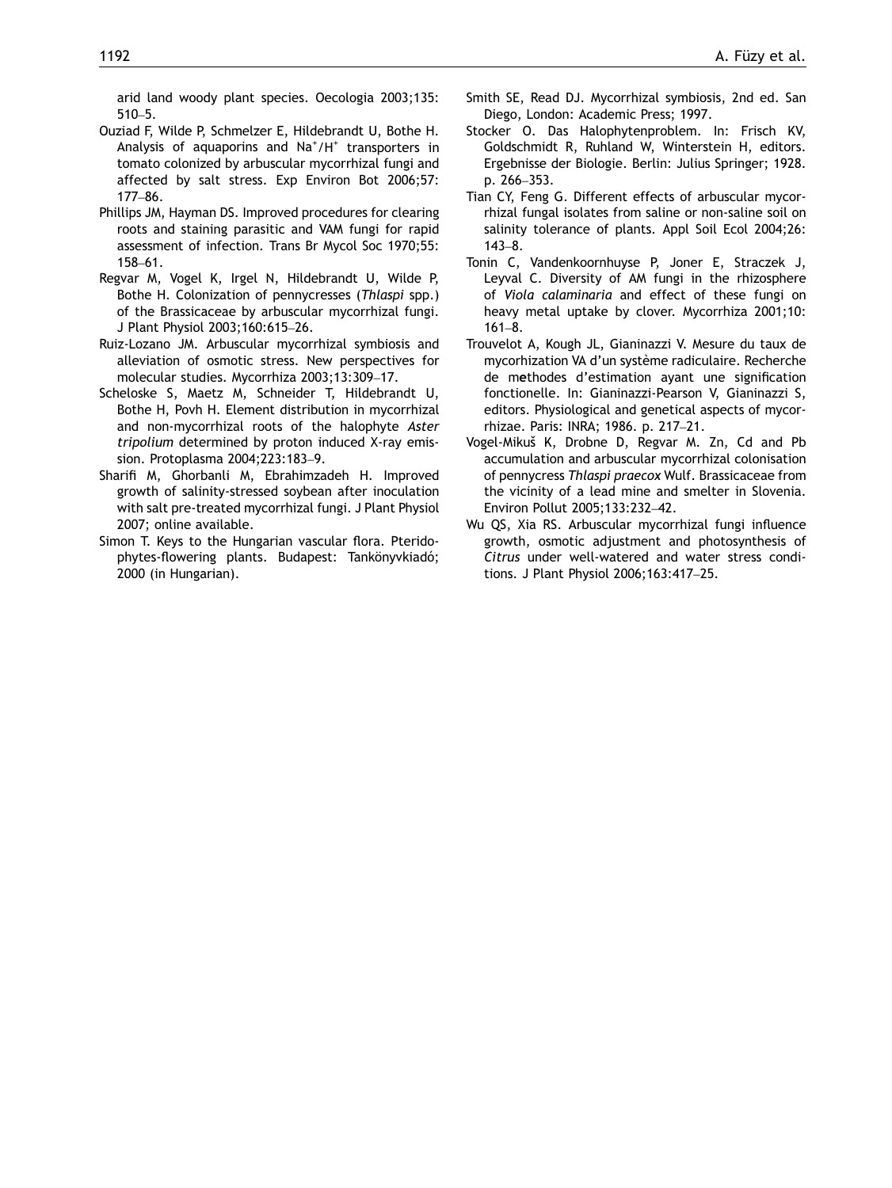arid land woody plant species. Oecologia 2003;135: 510–5.

Ouziad F, Wilde P, Schmelzer E, Hildebrandt U, Bothe H. Analysis of aquaporins and $Na^+/H^+$ transporters in tomato colonized by arbuscular mycorrhizal fungi and affected by salt stress. Exp Environ Bot 2006;57: 177–86.

Phillips JM, Hayman DS. Improved procedures for clearing roots and staining parasitic and VAM fungi for rapid assessment of infection. Trans Br Mycol Soc 1970;55: 158–61.

Regvar M, Vogel K, Irgel N, Hildebrandt U, Wilde P, Bothe H. Colonization of pennycresses (*Thlaspi* spp.) of the Brassicaceae by arbuscular mycorrhizal fungi. J Plant Physiol 2003;160:615–26.

Ruiz-Lozano JM. Arbuscular mycorrhizal symbiosis and alleviation of osmotic stress. New perspectives for molecular studies. Mycorrhiza 2003;13:309–17.

Scheloske S, Maetz M, Schneider T, Hildebrandt U, Bothe H, Povh H. Element distribution in mycorrhizal and non-mycorrhizal roots of the halophyte *Aster tripolium* determined by proton induced X-ray emission. Protoplasma 2004;223:183–9.

Sharifi M, Ghorbanli M, Ebrahimzadeh H. Improved growth of salinity-stressed soybean after inoculation with salt pre-treated mycorrhizal fungi. J Plant Physiol 2007; online available.

Simon T. Keys to the Hungarian vascular flora. Pteridophytes-flowering plants. Budapest: Tankönyvkiadó; 2000 (in Hungarian).

Smith SE, Read DJ. Mycorrhizal symbiosis, 2nd ed. San Diego, London: Academic Press; 1997.

Stocker O. Das Halophytenproblem. In: Frisch KV, Goldschmidt R, Ruhland W, Winterstein H, editors. Ergebnisse der Biologie. Berlin: Julius Springer; 1928. p. 266–353.

Tian CY, Feng G. Different effects of arbuscular mycorrhizal fungal isolates from saline or non-saline soil on salinity tolerance of plants. Appl Soil Ecol 2004;26: 143–8.

Tonin C, Vandenkoornhuyse P, Joner E, Straczek J, Leyval C. Diversity of AM fungi in the rhizosphere of *Viola calaminaria* and effect of these fungi on heavy metal uptake by clover. Mycorrhiza 2001;10: 161–8.

Trouvelot A, Kough JL, Gianinazzi V. Mesure du taux de mycorhization VA d'un système radiculaire. Recherche de methodes d'estimation ayant une signification fonctionelle. In: Gianinazzi-Pearson V, Gianinazzi S, editors. Physiological and genetical aspects of mycorrhizae. Paris: INRA; 1986. p. 217–21.

Vogel-Mikuš K, Drobne D, Regvar M. Zn, Cd and Pb accumulation and arbuscular mycorrhizal colonisation of pennycress *Thlaspi praecox* Wulf. Brassicaceae from the vicinity of a lead mine and smelter in Slovenia. Environ Pollut 2005;133:232–42.

Wu QS, Xia RS. Arbuscular mycorrhizal fungi influence growth, osmotic adjustment and photosynthesis of *Citrus* under well-watered and water stress conditions. J Plant Physiol 2006;163:417–25.